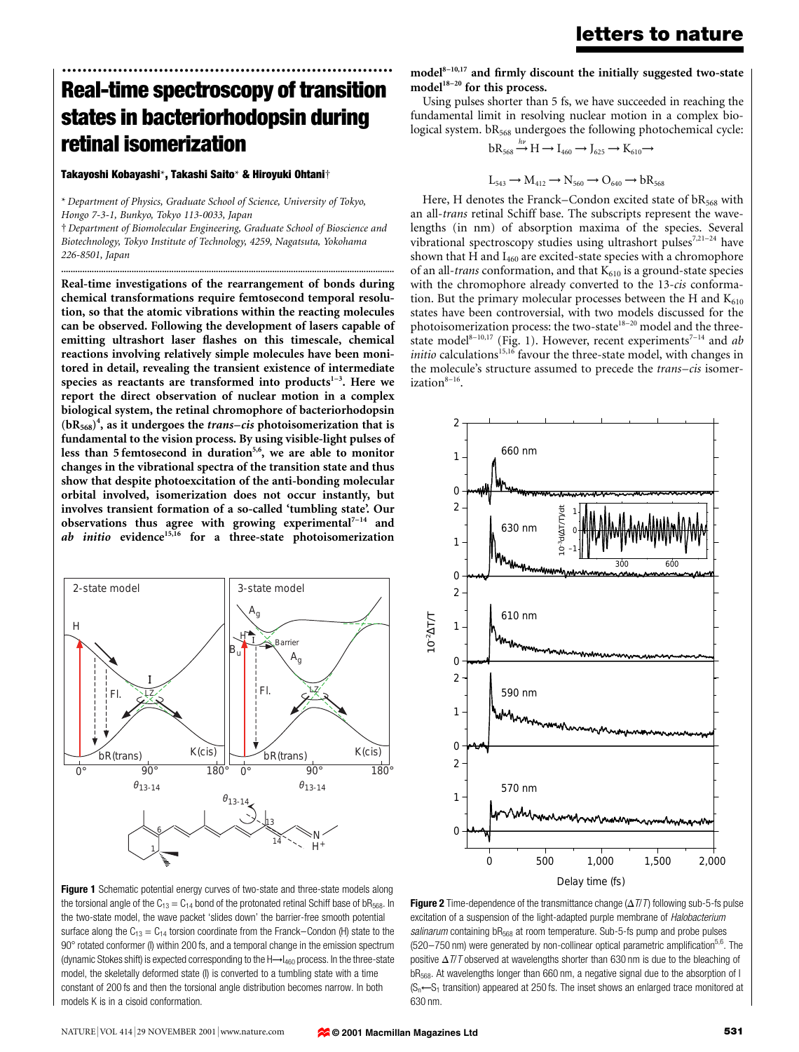# Real-time spectroscopy of transition states in bacteriorhodopsin during retinal isomerization

**Takayoshi Kobayashi*, Takashi Saito* & Hiroyuki Ohtani†**

\* *Department of Physics, Graduate School of Science, University of Tokyo, Hongo 7-3-1, Bunkyo, Tokyo 113-0033, Japan*

† *Department of Biomolecular Engineering, Graduate School of Bioscience and Biotechnology, Tokyo Institute of Technology, 4259, Nagatsuta, Yokohama 226-8501, Japan*

**Real-time investigations of the rearrangement of bonds during chemical transformations require femtosecond temporal resolution, so that the atomic vibrations within the reacting molecules can be observed. Following the development of lasers capable of emitting ultrashort laser flashes on this timescale, chemical reactions involving relatively simple molecules have been monitored in detail, revealing the transient existence of intermediate species as reactants are transformed into products[1–3]. Here we report the direct observation of nuclear motion in a complex biological system, the retinal chromophore of bacteriorhodopsin ($bR_{568}$)[4], as it undergoes the *trans–cis* photoisomerization that is fundamental to the vision process. By using visible-light pulses of less than 5 femtosecond in duration[5,6], we are able to monitor changes in the vibrational spectra of the transition state and thus show that despite photoexcitation of the anti-bonding molecular orbital involved, isomerization does not occur instantly, but involves transient formation of a so-called 'tumbling state'. Our observations thus agree with growing experimental[7–14] and *ab initio* evidence[15,16] for a three-state photoisomerization model[8–10,17] and firmly discount the initially suggested two-state model[18–20] for this process.**

Using pulses shorter than 5 fs, we have succeeded in reaching the fundamental limit in resolving nuclear motion in a complex biological system. $bR_{568}$ undergoes the following photochemical cycle:

$$bR_{568} \xrightarrow{h\nu} H \rightarrow I_{460} \rightarrow J_{625} \rightarrow K_{610} \rightarrow$$

$$L_{543} \rightarrow M_{412} \rightarrow N_{560} \rightarrow O_{640} \rightarrow bR_{568}$$

Here, H denotes the Franck–Condon excited state of $bR_{568}$ with an all-*trans* retinal Schiff base. The subscripts represent the wavelengths (in nm) of absorption maxima of the species. Several vibrational spectroscopy studies using ultrashort pulses[7,21–24] have shown that H and $I_{460}$ are excited-state species with a chromophore of an all-*trans* conformation, and that $K_{610}$ is a ground-state species with the chromophore already converted to the 13-*cis* conformation. But the primary molecular processes between the H and $K_{610}$ states have been controversial, with two models discussed for the photoisomerization process: the two-state[18–20] model and the three-state model[8–10,17] (Fig. 1). However, recent experiments[7–14] and *ab initio* calculations[15,16] favour the three-state model, with changes in the molecule's structure assumed to precede the *trans–cis* isomerization[8–16].

**Figure 1** Schematic potential energy curves of two-state and three-state models along the torsional angle of the $C_{13}=C_{14}$ bond of the protonated retinal Schiff base of $bR_{568}$. In the two-state model, the wave packet 'slides down' the barrier-free smooth potential surface along the $C_{13}=C_{14}$ torsion coordinate from the Franck–Condon (H) state to the 90° rotated conformer (I) within 200 fs, and a temporal change in the emission spectrum (dynamic Stokes shift) is expected corresponding to the H→$I_{460}$ process. In the three-state model, the skeletally deformed state (I) is converted to a tumbling state with a time constant of 200 fs and then the torsional angle distribution becomes narrow. In both models K is in a cisoid conformation.

**Figure 2** Time-dependence of the transmittance change ($\Delta T/T$) following sub-5-fs pulse excitation of a suspension of the light-adapted purple membrane of *Halobacterium salinarum* containing $bR_{568}$ at room temperature. Sub-5-fs pump and probe pulses (520–750 nm) were generated by non-collinear optical parametric amplification[5,6]. The positive $\Delta T/T$ observed at wavelengths shorter than 630 nm is due to the bleaching of $bR_{568}$. At wavelengths longer than 660 nm, a negative signal due to the absorption of I ($S_n \leftarrow S_1$ transition) appeared at 250 fs. The inset shows an enlarged trace monitored at 630 nm.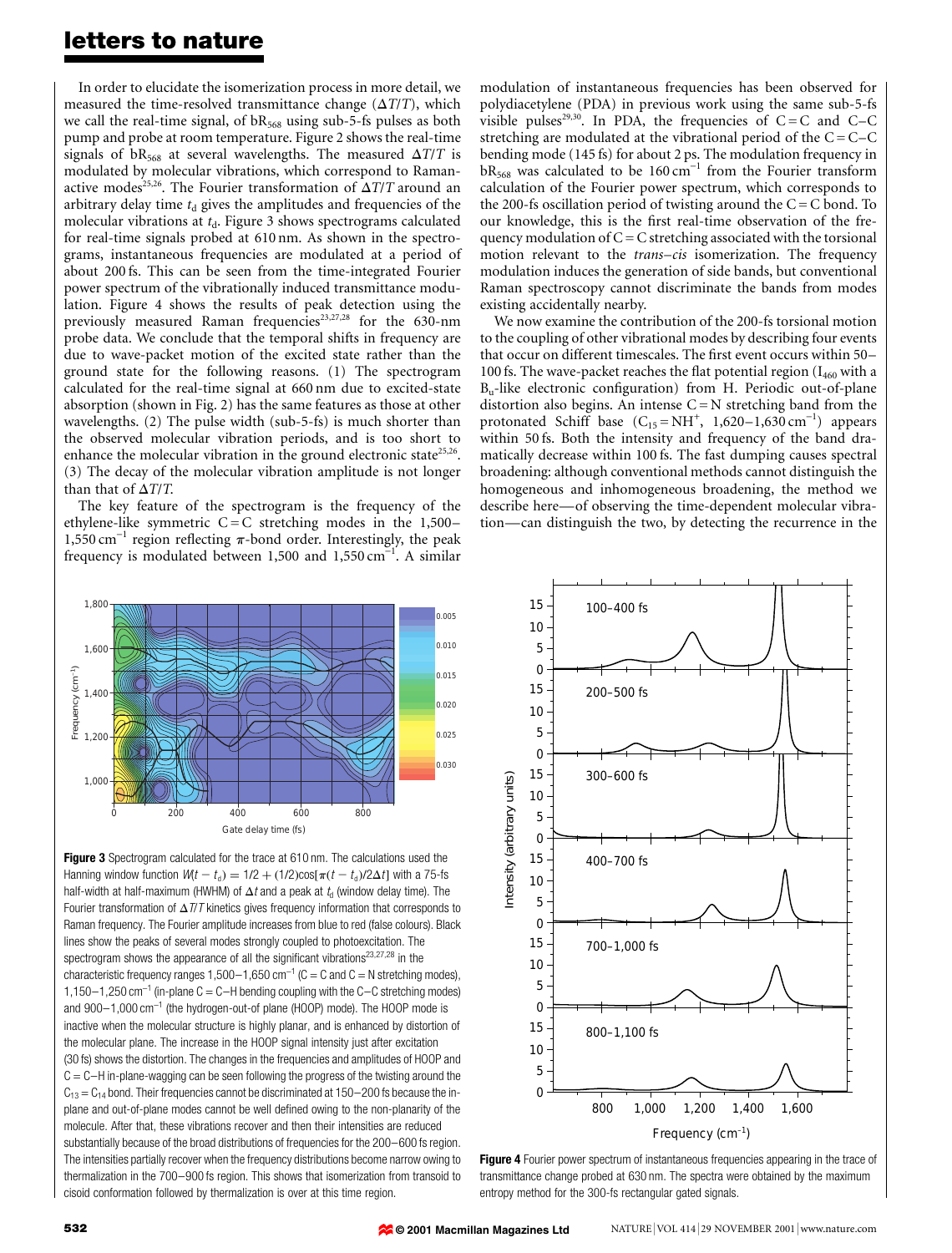In order to elucidate the isomerization process in more detail, we measured the time-resolved transmittance change ($\Delta T/T$), which we call the real-time signal, of $bR_{568}$ using sub-5-fs pulses as both pump and probe at room temperature. Figure 2 shows the real-time signals of $bR_{568}$ at several wavelengths. The measured $\Delta T/T$ is modulated by molecular vibrations, which correspond to Raman-active modes[25,26]. The Fourier transformation of $\Delta T/T$ around an arbitrary delay time $t_d$ gives the amplitudes and frequencies of the molecular vibrations at $t_d$. Figure 3 shows spectrograms calculated for real-time signals probed at 610 nm. As shown in the spectrograms, instantaneous frequencies are modulated at a period of about 200 fs. This can be seen from the time-integrated Fourier power spectrum of the vibrationally induced transmittance modulation. Figure 4 shows the results of peak detection using the previously measured Raman frequencies[23,27,28] for the 630-nm probe data. We conclude that the temporal shifts in frequency are due to wave-packet motion of the excited state rather than the ground state for the following reasons. (1) The spectrogram calculated for the real-time signal at 660 nm due to excited-state absorption (shown in Fig. 2) has the same features as those at other wavelengths. (2) The pulse width (sub-5-fs) is much shorter than the observed molecular vibration periods, and is too short to enhance the molecular vibration in the ground electronic state[25,26]. (3) The decay of the molecular vibration amplitude is not longer than that of $\Delta T/T$.

The key feature of the spectrogram is the frequency of the ethylene-like symmetric C=C stretching modes in the 1,500–1,550 $cm^{-1}$ region reflecting $\pi$-bond order. Interestingly, the peak frequency is modulated between 1,500 and 1,550 $cm^{-1}$. A similar modulation of instantaneous frequencies has been observed for polydiacetylene (PDA) in previous work using the same sub-5-fs visible pulses[29,30]. In PDA, the frequencies of C=C and C–C stretching are modulated at the vibrational period of the C=C–C bending mode (145 fs) for about 2 ps. The modulation frequency in $bR_{568}$ was calculated to be 160 $cm^{-1}$ from the Fourier transform calculation of the Fourier power spectrum, which corresponds to the 200-fs oscillation period of twisting around the C=C bond. To our knowledge, this is the first real-time observation of the frequency modulation of C=C stretching associated with the torsional motion relevant to the *trans–cis* isomerization. The frequency modulation induces the generation of side bands, but conventional Raman spectroscopy cannot discriminate the bands from modes existing accidentally nearby.

We now examine the contribution of the 200-fs torsional motion to the coupling of other vibrational modes by describing four events that occur on different timescales. The first event occurs within 50–100 fs. The wave-packet reaches the flat potential region ($I_{460}$ with a $B_u$-like electronic configuration) from H. Periodic out-of-plane distortion also begins. An intense C=N stretching band from the protonated Schiff base ($C_{15}=NH^+$, 1,620–1,630 $cm^{-1}$) appears within 50 fs. Both the intensity and frequency of the band dramatically decrease within 100 fs. The fast dumping causes spectral broadening: although conventional methods cannot distinguish the homogeneous and inhomogeneous broadening, the method we describe here—of observing the time-dependent molecular vibration—can distinguish the two, by detecting the recurrence in the

**Figure 3** Spectrogram calculated for the trace at 610 nm. The calculations used the Hanning window function $W(t - t_d) = 1/2 + (1/2)\cos[\pi(t - t_d)/2\Delta t]$ with a 75-fs half-width at half-maximum (HWHM) of $\Delta t$ and a peak at $t_d$ (window delay time). The Fourier transformation of $\Delta T/T$ kinetics gives frequency information that corresponds to Raman frequency. The Fourier amplitude increases from blue to red (false colours). Black lines show the peaks of several modes strongly coupled to photoexcitation. The spectrogram shows the appearance of all the significant vibrations[23,27,28] in the characteristic frequency ranges 1,500–1,650 $cm^{-1}$ (C=C and C=N stretching modes), 1,150–1,250 $cm^{-1}$ (in-plane C=C–H bending coupling with the C–C stretching modes) and 900–1,000 $cm^{-1}$ (the hydrogen-out-of plane (HOOP) mode). The HOOP mode is inactive when the molecular structure is highly planar, and is enhanced by distortion of the molecular plane. The increase in the HOOP signal intensity just after excitation (30 fs) shows the distortion. The changes in the frequencies and amplitudes of HOOP and C=C–H in-plane-wagging can be seen following the progress of the twisting around the $C_{13}=C_{14}$ bond. Their frequencies cannot be discriminated at 150–200 fs because the in-plane and out-of-plane modes cannot be well defined owing to the non-planarity of the molecule. After that, these vibrations recover and then their intensities are reduced substantially because of the broad distributions of frequencies for the 200–600 fs region. The intensities partially recover when the frequency distributions become narrow owing to thermalization in the 700–900 fs region. This shows that isomerization from transoid to cisoid conformation followed by thermalization is over at this time region.

**Figure 4** Fourier power spectrum of instantaneous frequencies appearing in the trace of transmittance change probed at 630 nm. The spectra were obtained by the maximum entropy method for the 300-fs rectangular gated signals.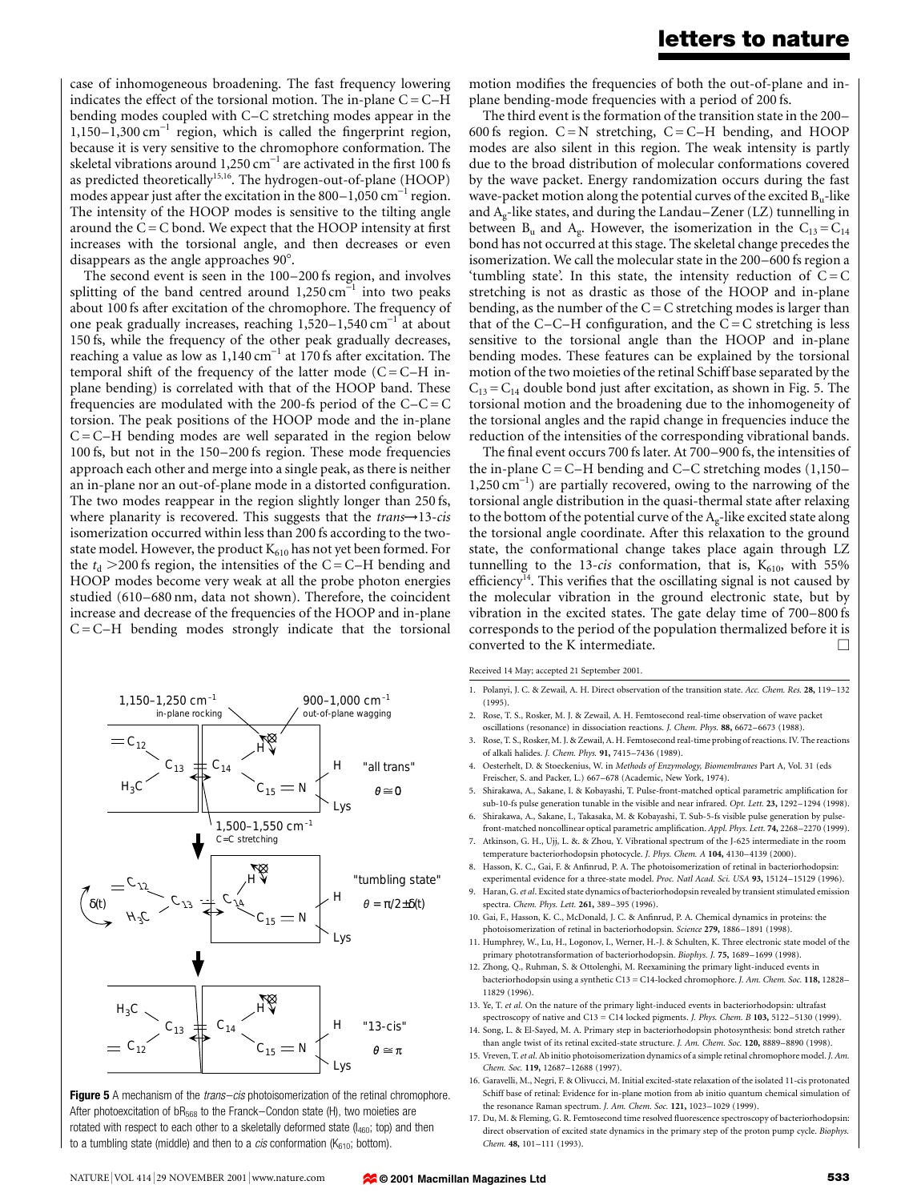case of inhomogeneous broadening. The fast frequency lowering indicates the effect of the torsional motion. The in-plane C = C–H bending modes coupled with C–C stretching modes appear in the 1,150–1,300 $cm^{-1}$ region, which is called the fingerprint region, because it is very sensitive to the chromophore conformation. The skeletal vibrations around 1,250 $cm^{-1}$ are activated in the first 100 fs as predicted theoretically[15,16]. The hydrogen-out-of-plane (HOOP) modes appear just after the excitation in the 800–1,050 $cm^{-1}$ region. The intensity of the HOOP modes is sensitive to the tilting angle around the C = C bond. We expect that the HOOP intensity at first increases with the torsional angle, and then decreases or even disappears as the angle approaches 90°.

The second event is seen in the 100–200 fs region, and involves splitting of the band centred around 1,250 $cm^{-1}$ into two peaks about 100 fs after excitation of the chromophore. The frequency of one peak gradually increases, reaching 1,520–1,540 $cm^{-1}$ at about 150 fs, while the frequency of the other peak gradually decreases, reaching a value as low as 1,140 $cm^{-1}$ at 170 fs after excitation. The temporal shift of the frequency of the latter mode (C = C–H in-plane bending) is correlated with that of the HOOP band. These frequencies are modulated with the 200-fs period of the C–C = C torsion. The peak positions of the HOOP mode and the in-plane C = C–H bending modes are well separated in the region below 100 fs, but not in the 150–200 fs region. These mode frequencies approach each other and merge into a single peak, as there is neither an in-plane nor an out-of-plane mode in a distorted configuration. The two modes reappear in the region slightly longer than 250 fs, where planarity is recovered. This suggests that the *trans*→13-*cis* isomerization occurred within less than 200 fs according to the two-state model. However, the product $K_{610}$ has not yet been formed. For the $t_d$ >200 fs region, the intensities of the C = C–H bending and HOOP modes become very weak at all the probe photon energies studied (610–680 nm, data not shown). Therefore, the coincident increase and decrease of the frequencies of the HOOP and in-plane C = C–H bending modes strongly indicate that the torsional motion modifies the frequencies of both the out-of-plane and in-plane bending-mode frequencies with a period of 200 fs.

The third event is the formation of the transition state in the 200–600 fs region. C = N stretching, C = C–H bending, and HOOP modes are also silent in this region. The weak intensity is partly due to the broad distribution of molecular conformations covered by the wave packet. Energy randomization occurs during the fast wave-packet motion along the potential curves of the excited $B_u$-like and $A_g$-like states, and during the Landau–Zener (LZ) tunnelling in between $B_u$ and $A_g$. However, the isomerization in the $C_{13} = C_{14}$ bond has not occurred at this stage. The skeletal change precedes the isomerization. We call the molecular state in the 200–600 fs region a 'tumbling state'. In this state, the intensity reduction of C = C stretching is not as drastic as those of the HOOP and in-plane bending, as the number of the C = C stretching modes is larger than that of the C–C–H configuration, and the C = C stretching is less sensitive to the torsional angle than the HOOP and in-plane bending modes. These features can be explained by the torsional motion of the two moieties of the retinal Schiff base separated by the $C_{13} = C_{14}$ double bond just after excitation, as shown in Fig. 5. The torsional motion and the broadening due to the inhomogeneity of the torsional angles and the rapid change in frequencies induce the reduction of the intensities of the corresponding vibrational bands.

The final event occurs 700 fs later. At 700–900 fs, the intensities of the in-plane C = C–H bending and C–C stretching modes (1,150–1,250 $cm^{-1}$) are partially recovered, owing to the narrowing of the torsional angle distribution in the quasi-thermal state after relaxing to the bottom of the potential curve of the $A_g$-like excited state along the torsional angle coordinate. After this relaxation to the ground state, the conformational change takes place again through LZ tunnelling to the 13-*cis* conformation, that is, $K_{610}$, with 55% efficiency[14]. This verifies that the oscillating signal is not caused by the molecular vibration in the ground electronic state, but by vibration in the excited states. The gate delay time of 700–800 fs corresponds to the period of the population thermalized before it is converted to the K intermediate. □

**Figure 5** A mechanism of the *trans–cis* photoisomerization of the retinal chromophore. After photoexcitation of $bR_{568}$ to the Franck–Condon state (H), two moieties are rotated with respect to each other to a skeletally deformed state ($I_{460}$; top) and then to a tumbling state (middle) and then to a *cis* conformation ($K_{610}$; bottom).

Received 14 May; accepted 21 September 2001.

1. Polanyi, J. C. & Zewail, A. H. Direct observation of the transition state. *Acc. Chem. Res.* **28,** 119–132 (1995).
2. Rose, T. S., Rosker, M. J. & Zewail, A. H. Femtosecond real-time observation of wave packet oscillations (resonance) in dissociation reactions. *J. Chem. Phys.* **88,** 6672–6673 (1988).
3. Rose, T. S., Rosker, M. J. & Zewail, A. H. Femtosecond real-time probing of reactions. IV. The reactions of alkali halides. *J. Chem. Phys.* **91,** 7415–7436 (1989).
4. Oesterhelt, D. & Stoeckenius, W. in *Methods of Enzymology, Biomembranes* Part A, Vol. 31 (eds Freischer, S. and Packer, L.) 667–678 (Academic, New York, 1974).
5. Shirakawa, A., Sakane, I. & Kobayashi, T. Pulse-front-matched optical parametric amplification for sub-10-fs pulse generation tunable in the visible and near infrared. *Opt. Lett.* **23,** 1292–1294 (1998).
6. Shirakawa, A., Sakane, I., Takasaka, M. & Kobayashi, T. Sub-5-fs visible pulse generation by pulse-front-matched noncollinear optical parametric amplification. *Appl. Phys. Lett.* **74,** 2268–2270 (1999).
7. Atkinson, G. H., Ujj, L. & & Zhou, Y. Vibrational spectrum of the J-625 intermediate in the room temperature bacteriorhodopsin photocycle. *J. Phys. Chem. A* **104,** 4130–4139 (2000).
8. Hasson, K. C., Gai, F. & Anfinrud, P. A. The photoisomerization of retinal in bacteriorhodopsin: experimental evidence for a three-state model. *Proc. Natl Acad. Sci. USA* **93,** 15124–15129 (1996).
9. Haran, G. *et al*. Excited state dynamics of bacteriorhodopsin revealed by transient stimulated emission spectra. *Chem. Phys. Lett.* **261,** 389–395 (1996).
10. Gai, F., Hasson, K. C., McDonald, J. C. & Anfinrud, P. A. Chemical dynamics in proteins: the photoisomerization of retinal in bacteriorhodopsin. *Science* **279,** 1886–1891 (1998).
11. Humphrey, W., Lu, H., Logonov, I., Werner, H.-J. & Schulten, K. Three electronic state model of the primary phototransformation of bacteriorhodopsin. *Biophys. J.* **75,** 1689–1699 (1998).
12. Zhong, Q., Ruhman, S. & Ottolenghi, M. Reexamining the primary light-induced events in bacteriorhodopsin using a synthetic C13 = C14-locked chromophore. *J. Am. Chem. Soc.* **118,** 12828–11829 (1996).
13. Ye, T. *et al*. On the nature of the primary light-induced events in bacteriorhodopsin: ultrafast spectroscopy of native and C13 = C14 locked pigments. *J. Phys. Chem. B* **103,** 5122–5130 (1999).
14. Song, L. & El-Sayed, M. A. Primary step in bacteriorhodopsin photosynthesis: bond stretch rather than angle twist of its retinal excited-state structure. *J. Am. Chem. Soc.* **120,** 8889–8890 (1998).
15. Vreven, T. *et al*. Ab initio photoisomerization dynamics of a simple retinal chromophore model. *J. Am. Chem. Soc.* **119,** 12687–12688 (1997).
16. Garavelli, M., Negri, F. & Olivucci, M. Initial excited-state relaxation of the isolated 11-cis protonated Schiff base of retinal: Evidence for in-plane motion from ab initio quantum chemical simulation of the resonance Raman spectrum. *J. Am. Chem. Soc.* **121,** 1023–1029 (1999).
17. Du, M. & Fleming, G. R. Femtosecond time resolved fluorescence spectroscopy of bacteriorhodopsin: direct observation of excited state dynamics in the primary step of the proton pump cycle. *Biophys. Chem.* **48,** 101–111 (1993).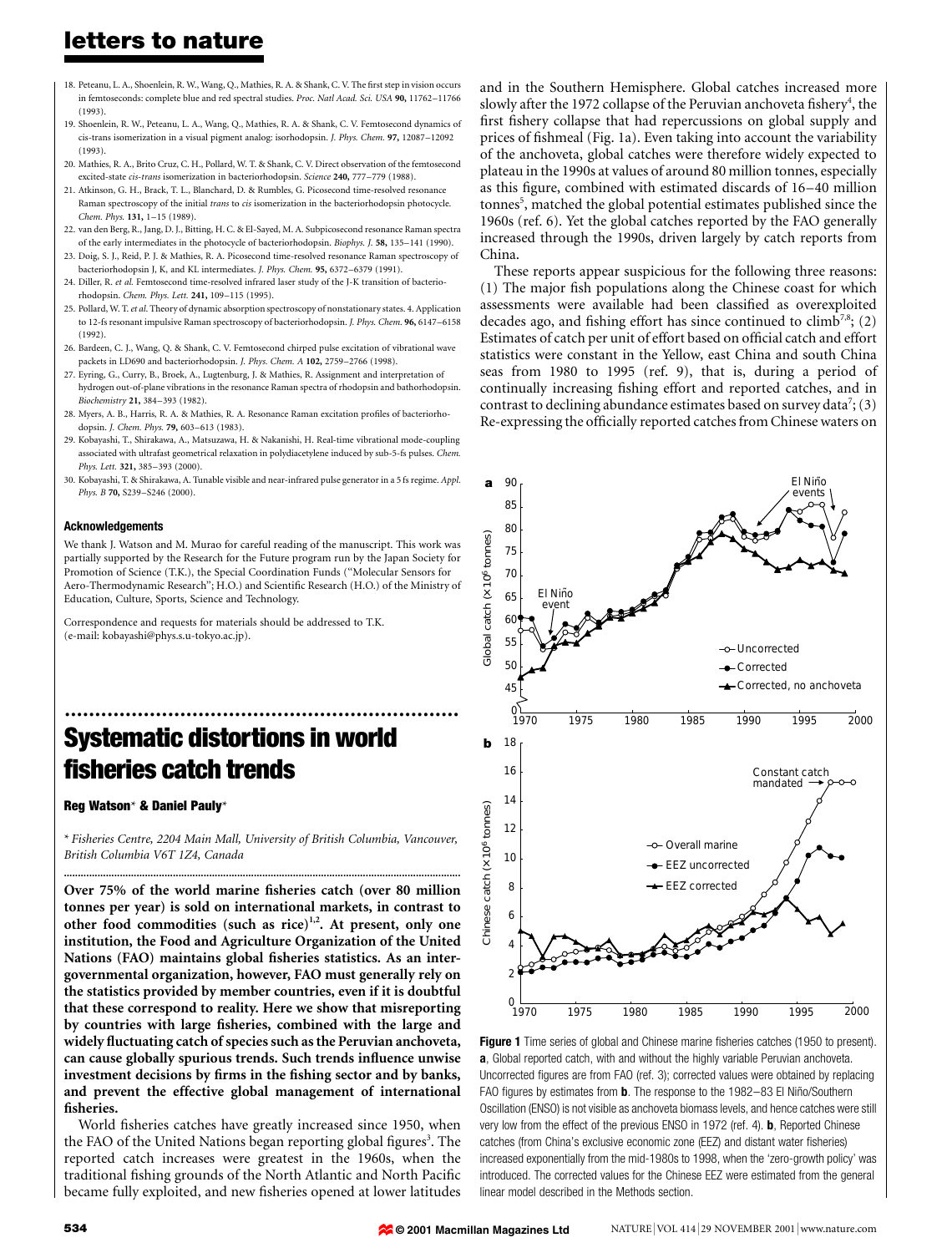18. Peteanu, L. A., Shoenlein, R. W., Wang, Q., Mathies, R. A. & Shank, C. V. The first step in vision occurs in femtoseconds: complete blue and red spectral studies. *Proc. Natl Acad. Sci. USA* **90,** 11762–11766 (1993).
19. Shoenlein, R. W., Peteanu, L. A., Wang, Q., Mathies, R. A. & Shank, C. V. Femtosecond dynamics of cis-trans isomerization in a visual pigment analog: isorhodopsin. *J. Phys. Chem.* **97,** 12087–12092 (1993).
20. Mathies, R. A., Brito Cruz, C. H., Pollard, W. T. & Shank, C. V. Direct observation of the femtosecond excited-state *cis-trans* isomerization in bacteriorhodopsin. *Science* **240,** 777–779 (1988).
21. Atkinson, G. H., Brack, T. L., Blanchard, D. & Rumbles, G. Picosecond time-resolved resonance Raman spectroscopy of the initial *trans* to *cis* isomerization in the bacteriorhodopsin photocycle. *Chem. Phys.* **131,** 1–15 (1989).
22. van den Berg, R., Jang, D. J., Bitting, H. C. & El-Sayed, M. A. Subpicosecond resonance Raman spectra of the early intermediates in the photocycle of bacteriorhodopsin. *Biophys. J.* **58,** 135–141 (1990).
23. Doig, S. J., Reid, P. J. & Mathies, R. A. Picosecond time-resolved resonance Raman spectroscopy of bacteriorhodopsin J, K, and KL intermediates. *J. Phys. Chem.* **95,** 6372–6379 (1991).
24. Diller, R. *et al.* Femtosecond time-resolved infrared laser study of the J-K transition of bacteriorhodopsin. *Chem. Phys. Lett.* **241,** 109–115 (1995).
25. Pollard, W. T. *et al.* Theory of dynamic absorption spectroscopy of nonstationary states. 4. Application to 12-fs resonant impulsive Raman spectroscopy of bacteriorhodopsin. *J. Phys. Chem.* **96,** 6147–6158 (1992).
26. Bardeen, C. J., Wang, Q. & Shank, C. V. Femtosecond chirped pulse excitation of vibrational wave packets in LD690 and bacteriorhodopsin. *J. Phys. Chem. A* **102,** 2759–2766 (1998).
27. Eyring, G., Curry, B., Broek, A., Lugtenburg, J. & Mathies, R. Assignment and interpretation of hydrogen out-of-plane vibrations in the resonance Raman spectra of rhodopsin and bathorhodopsin. *Biochemistry* **21,** 384–393 (1982).
28. Myers, A. B., Harris, R. A. & Mathies, R. A. Resonance Raman excitation profiles of bacteriorhodopsin. *J. Chem. Phys.* **79,** 603–613 (1983).
29. Kobayashi, T., Shirakawa, A., Matsuzawa, H. & Nakanishi, H. Real-time vibrational mode-coupling associated with ultrafast geometrical relaxation in polydiacetylene induced by sub-5-fs pulses. *Chem. Phys. Lett.* **321,** 385–393 (2000).
30. Kobayashi, T. & Shirakawa, A. Tunable visible and near-infrared pulse generator in a 5 fs regime. *Appl. Phys. B* **70,** S239–S246 (2000).

#### Acknowledgements

We thank J. Watson and M. Murao for careful reading of the manuscript. This work was partially supported by the Research for the Future program run by the Japan Society for Promotion of Science (T.K.), the Special Coordination Funds ("Molecular Sensors for Aero-Thermodynamic Research"; H.O.) and Scientific Research (H.O.) of the Ministry of Education, Culture, Sports, Science and Technology.

Correspondence and requests for materials should be addressed to T.K. (e-mail: kobayashi@phys.s.u-tokyo.ac.jp).

# Systematic distortions in world fisheries catch trends

**Reg Watson\* & Daniel Pauly\***

\* *Fisheries Centre, 2204 Main Mall, University of British Columbia, Vancouver, British Columbia V6T 1Z4, Canada*

**Over 75% of the world marine fisheries catch (over 80 million tonnes per year) is sold on international markets, in contrast to other food commodities (such as rice)[1,2]. At present, only one institution, the Food and Agriculture Organization of the United Nations (FAO) maintains global fisheries statistics. As an intergovernmental organization, however, FAO must generally rely on the statistics provided by member countries, even if it is doubtful that these correspond to reality. Here we show that misreporting by countries with large fisheries, combined with the large and widely fluctuating catch of species such as the Peruvian anchoveta, can cause globally spurious trends. Such trends influence unwise investment decisions by firms in the fishing sector and by banks, and prevent the effective global management of international fisheries.**

World fisheries catches have greatly increased since 1950, when the FAO of the United Nations began reporting global figures[3]. The reported catch increases were greatest in the 1960s, when the traditional fishing grounds of the North Atlantic and North Pacific became fully exploited, and new fisheries opened at lower latitudes and in the Southern Hemisphere. Global catches increased more slowly after the 1972 collapse of the Peruvian anchoveta fishery[4], the first fishery collapse that had repercussions on global supply and prices of fishmeal (Fig. 1a). Even taking into account the variability of the anchoveta, global catches were therefore widely expected to plateau in the 1990s at values of around 80 million tonnes, especially as this figure, combined with estimated discards of 16–40 million tonnes[5], matched the global potential estimates published since the 1960s (ref. 6). Yet the global catches reported by the FAO generally increased through the 1990s, driven largely by catch reports from China.

These reports appear suspicious for the following three reasons: (1) The major fish populations along the Chinese coast for which assessments were available had been classified as overexploited decades ago, and fishing effort has since continued to climb[7,8]; (2) Estimates of catch per unit of effort based on official catch and effort statistics were constant in the Yellow, east China and south China seas from 1980 to 1995 (ref. 9), that is, during a period of continually increasing fishing effort and reported catches, and in contrast to declining abundance estimates based on survey data[7]; (3) Re-expressing the officially reported catches from Chinese waters on

a
El Niño events
El Niño event
Global catch (×10⁶ tonnes)
Uncorrected
Corrected
Corrected, no anchoveta

b
Constant catch mandated
Chinese catch (×10⁶ tonnes)
Overall marine
EEZ uncorrected
EEZ corrected

**Figure 1** Time series of global and Chinese marine fisheries catches (1950 to present). **a**, Global reported catch, with and without the highly variable Peruvian anchoveta. Uncorrected figures are from FAO (ref. 3); corrected values were obtained by replacing FAO figures by estimates from **b**. The response to the 1982–83 El Niño/Southern Oscillation (ENSO) is not visible as anchoveta biomass levels, and hence catches were still very low from the effect of the previous ENSO in 1972 (ref. 4). **b**, Reported Chinese catches (from China's exclusive economic zone (EEZ) and distant water fisheries) increased exponentially from the mid-1980s to 1998, when the 'zero-growth policy' was introduced. The corrected values for the Chinese EEZ were estimated from the general linear model described in the Methods section.